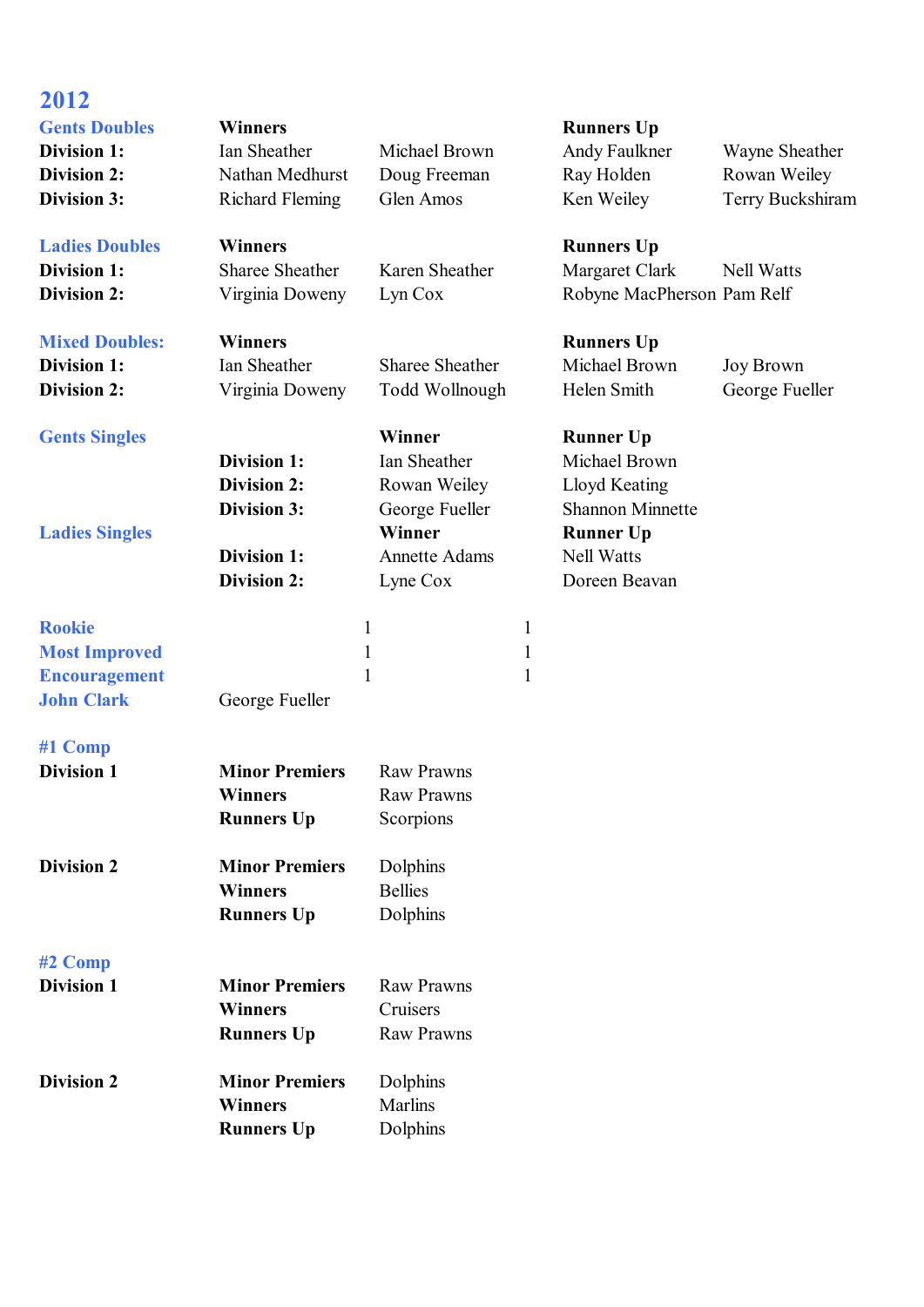# 2012

## Gents Doubles

| | Winners | | Runners Up | |
|---|---|---|---|---|
| **Division 1:** | Ian Sheather | Michael Brown | Andy Faulkner | Wayne Sheather |
| **Division 2:** | Nathan Medhurst | Doug Freeman | Ray Holden | Rowan Weiley |
| **Division 3:** | Richard Fleming | Glen Amos | Ken Weiley | Terry Buckshiram |

## Ladies Doubles

| | Winners | | Runners Up | |
|---|---|---|---|---|
| **Division 1:** | Sharee Sheather | Karen Sheather | Margaret Clark | Nell Watts |
| **Division 2:** | Virginia Doweny | Lyn Cox | Robyne MacPherson | Pam Relf |

## Mixed Doubles:

| | Winners | | Runners Up | |
|---|---|---|---|---|
| **Division 1:** | Ian Sheather | Sharee Sheather | Michael Brown | Joy Brown |
| **Division 2:** | Virginia Doweny | Todd Wollnough | Helen Smith | George Fueller |

## Gents Singles

| | Winner | Runner Up |
|---|---|---|
| **Division 1:** | Ian Sheather | Michael Brown |
| **Division 2:** | Rowan Weiley | Lloyd Keating |
| **Division 3:** | George Fueller | Shannon Minnette |

## Ladies Singles

| | Winner | Runner Up |
|---|---|---|
| **Division 1:** | Annette Adams | Nell Watts |
| **Division 2:** | Lyne Cox | Doreen Beavan |

| | | | |
|---|---|---|---|
| **Rookie** | | 1 | 1 |
| **Most Improved** | | 1 | 1 |
| **Encouragement** | | 1 | 1 |
| **John Clark** | George Fueller | | |

## #1 Comp

| | | |
|---|---|---|
| **Division 1** | **Minor Premiers** | Raw Prawns |
| | **Winners** | Raw Prawns |
| | **Runners Up** | Scorpions |
| **Division 2** | **Minor Premiers** | Dolphins |
| | **Winners** | Bellies |
| | **Runners Up** | Dolphins |

## #2 Comp

| | | |
|---|---|---|
| **Division 1** | **Minor Premiers** | Raw Prawns |
| | **Winners** | Cruisers |
| | **Runners Up** | Raw Prawns |
| **Division 2** | **Minor Premiers** | Dolphins |
| | **Winners** | Marlins |
| | **Runners Up** | Dolphins |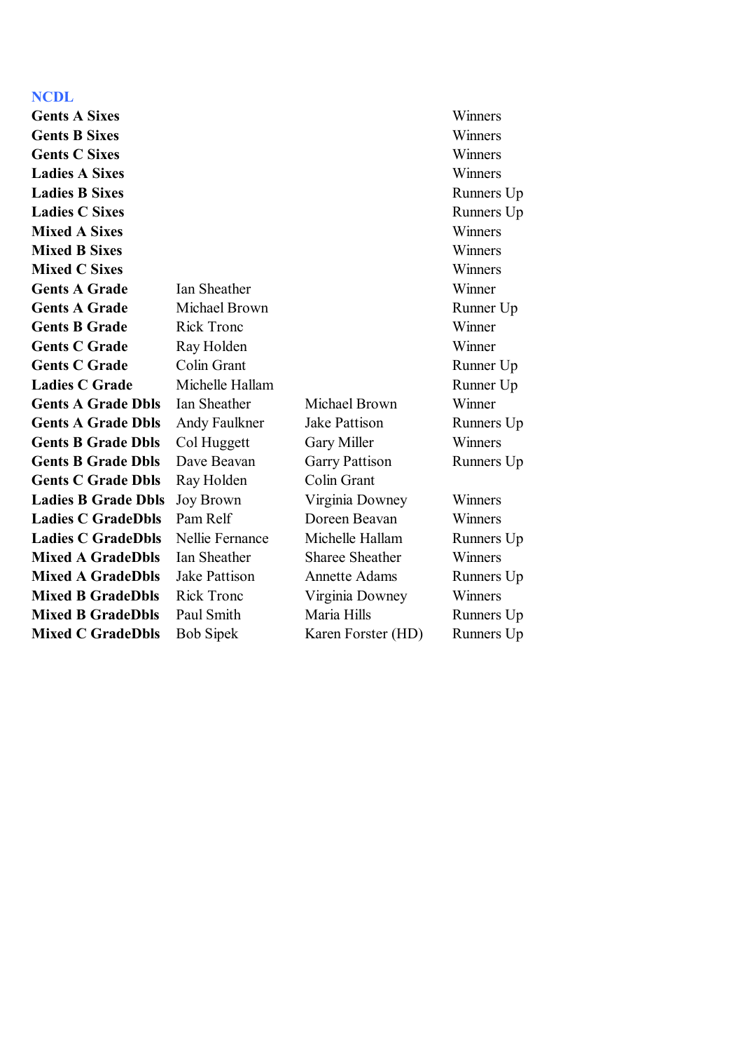## NCDL

| | | | |
|---|---|---|---|
| **Gents A Sixes** | | | Winners |
| **Gents B Sixes** | | | Winners |
| **Gents C Sixes** | | | Winners |
| **Ladies A Sixes** | | | Winners |
| **Ladies B Sixes** | | | Runners Up |
| **Ladies C Sixes** | | | Runners Up |
| **Mixed A Sixes** | | | Winners |
| **Mixed B Sixes** | | | Winners |
| **Mixed C Sixes** | | | Winners |
| **Gents A Grade** | Ian Sheather | | Winner |
| **Gents A Grade** | Michael Brown | | Runner Up |
| **Gents B Grade** | Rick Tronc | | Winner |
| **Gents C Grade** | Ray Holden | | Winner |
| **Gents C Grade** | Colin Grant | | Runner Up |
| **Ladies C Grade** | Michelle Hallam | | Runner Up |
| **Gents A Grade Dbls** | Ian Sheather | Michael Brown | Winner |
| **Gents A Grade Dbls** | Andy Faulkner | Jake Pattison | Runners Up |
| **Gents B Grade Dbls** | Col Huggett | Gary Miller | Winners |
| **Gents B Grade Dbls** | Dave Beavan | Garry Pattison | Runners Up |
| **Gents C Grade Dbls** | Ray Holden | Colin Grant | |
| **Ladies B Grade Dbls** | Joy Brown | Virginia Downey | Winners |
| **Ladies C GradeDbls** | Pam Relf | Doreen Beavan | Winners |
| **Ladies C GradeDbls** | Nellie Fernance | Michelle Hallam | Runners Up |
| **Mixed A GradeDbls** | Ian Sheather | Sharee Sheather | Winners |
| **Mixed A GradeDbls** | Jake Pattison | Annette Adams | Runners Up |
| **Mixed B GradeDbls** | Rick Tronc | Virginia Downey | Winners |
| **Mixed B GradeDbls** | Paul Smith | Maria Hills | Runners Up |
| **Mixed C GradeDbls** | Bob Sipek | Karen Forster (HD) | Runners Up |